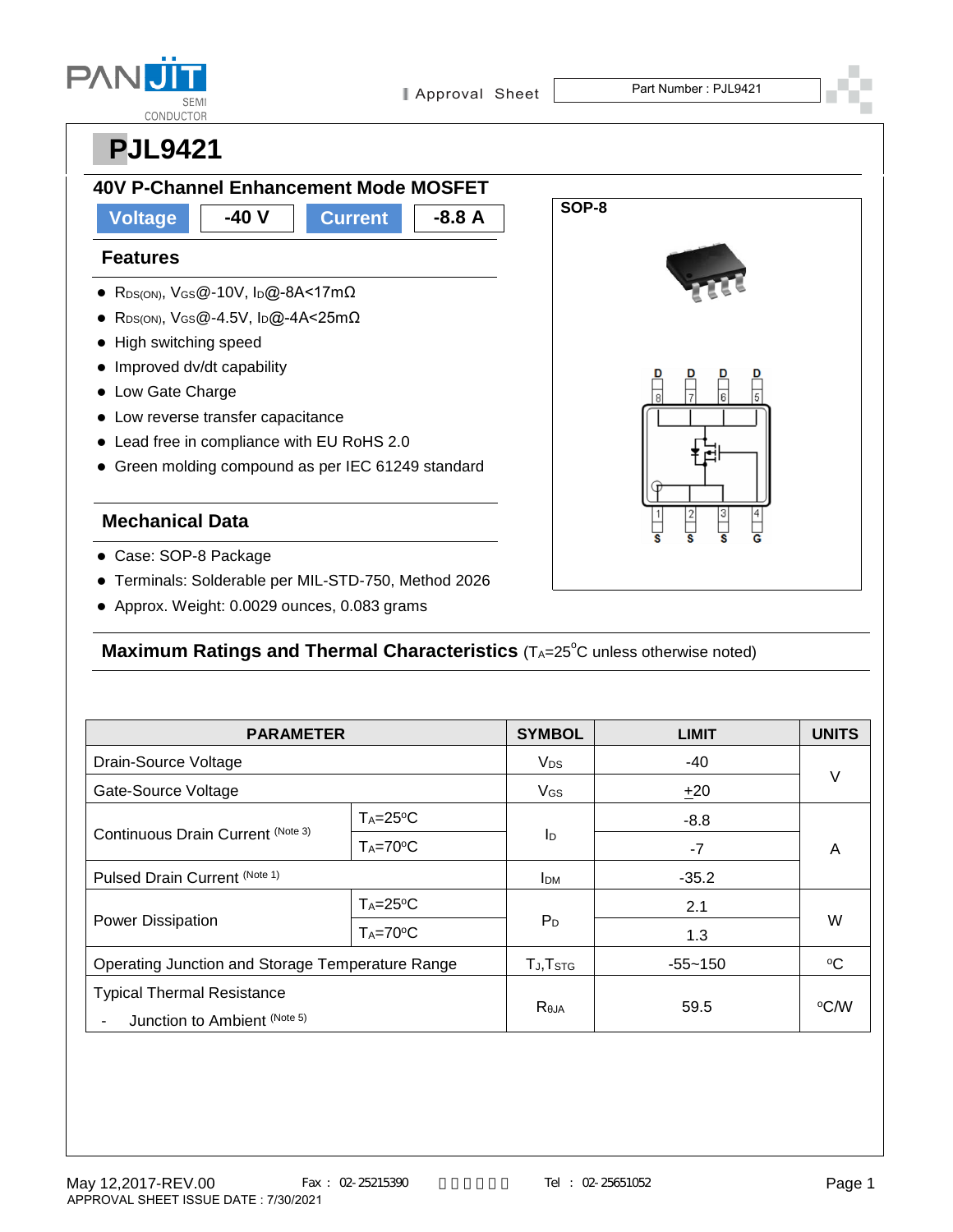# PJL9421

## 40V P-Channel Enhancement Mode MOSFET

| Voltage | -40 V | Current | -8.8 A |
|---|---|---|---|

### Features

- $R_{DS(ON)}$, $V_{GS}$@-10V, $I_D$@-8A<17mΩ
- $R_{DS(ON)}$, $V_{GS}$@-4.5V, $I_D$@-4A<25mΩ
- High switching speed
- Improved dv/dt capability
- Low Gate Charge
- Low reverse transfer capacitance
- Lead free in compliance with EU RoHS 2.0
- Green molding compound as per IEC 61249 standard

### Mechanical Data

- Case: SOP-8 Package
- Terminals: Solderable per MIL-STD-750, Method 2026
- Approx. Weight: 0.0029 ounces, 0.083 grams

SOP-8

D D D D
8 7 6 5
1 2 3 4
S S S G

### Maximum Ratings and Thermal Characteristics ($T_A$=25°C unless otherwise noted)

| PARAMETER | | SYMBOL | LIMIT | UNITS |
|---|---|---|---|---|
| Drain-Source Voltage | | $V_{DS}$ | -40 | V |
| Gate-Source Voltage | | $V_{GS}$ | ±20 | V |
| Continuous Drain Current (Note 3) | $T_A$=25°C | $I_D$ | -8.8 | A |
| | $T_A$=70°C | | -7 | A |
| Pulsed Drain Current (Note 1) | | $I_{DM}$ | -35.2 | A |
| Power Dissipation | $T_A$=25°C | $P_D$ | 2.1 | W |
| | $T_A$=70°C | | 1.3 | W |
| Operating Junction and Storage Temperature Range | | $T_J$,$T_{STG}$ | -55~150 | °C |
| Typical Thermal Resistance - Junction to Ambient (Note 5) | | $R_{\theta JA}$ | 59.5 | °C/W |

May 12,2017-REV.00
APPROVAL SHEET ISSUE DATE : 7/30/2021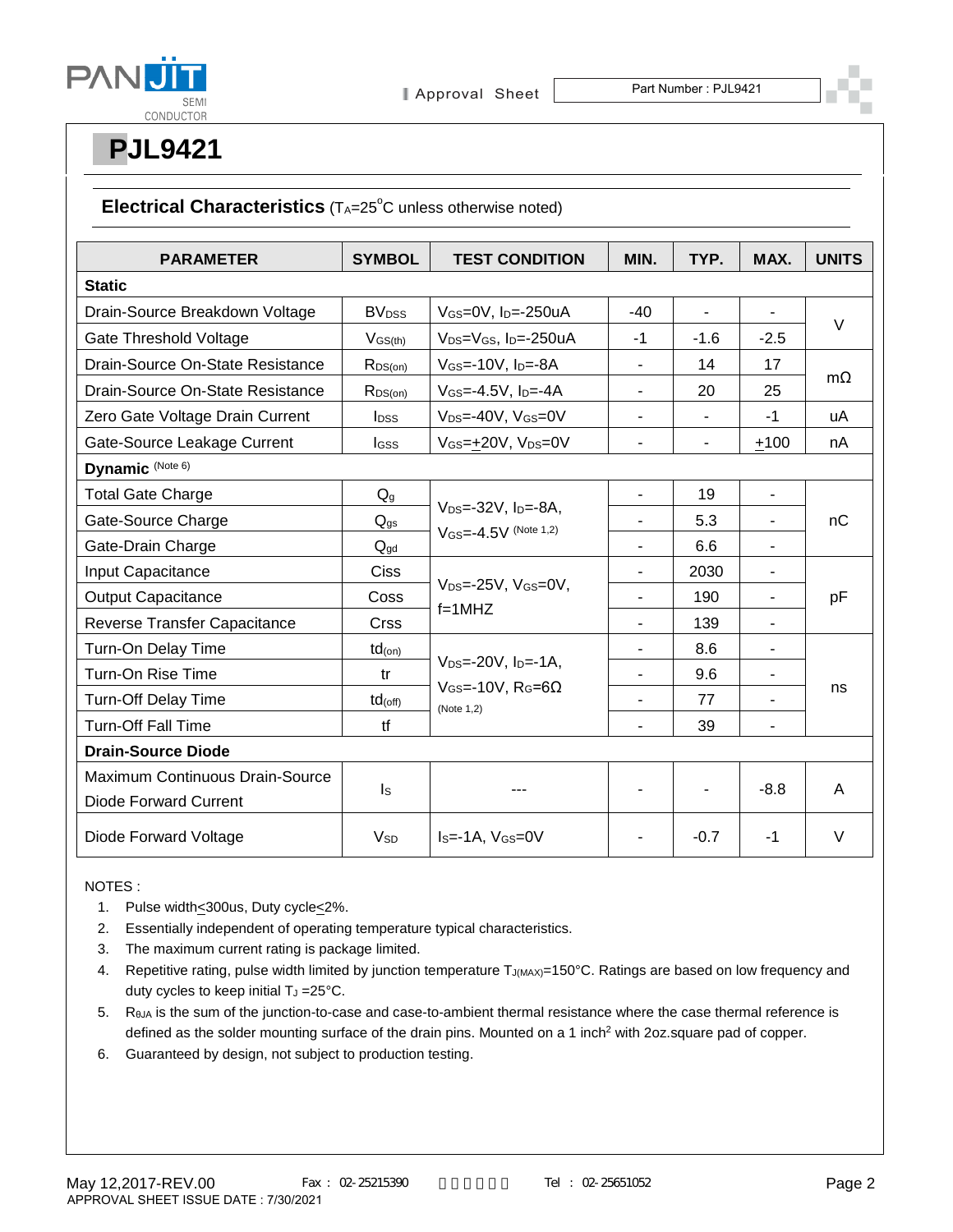# PJL9421

## Electrical Characteristics ($T_A$=25°C unless otherwise noted)

| PARAMETER | SYMBOL | TEST CONDITION | MIN. | TYP. | MAX. | UNITS |
|---|---|---|---|---|---|---|
| **Static** | | | | | | |
| Drain-Source Breakdown Voltage | $BV_{DSS}$ | $V_{GS}$=0V, $I_D$=-250uA | -40 | - | - | V |
| Gate Threshold Voltage | $V_{GS(th)}$ | $V_{DS}$=$V_{GS}$, $I_D$=-250uA | -1 | -1.6 | -2.5 | V |
| Drain-Source On-State Resistance | $R_{DS(on)}$ | $V_{GS}$=-10V, $I_D$=-8A | - | 14 | 17 | mΩ |
| Drain-Source On-State Resistance | $R_{DS(on)}$ | $V_{GS}$=-4.5V, $I_D$=-4A | - | 20 | 25 | mΩ |
| Zero Gate Voltage Drain Current | $I_{DSS}$ | $V_{DS}$=-40V, $V_{GS}$=0V | - | - | -1 | uA |
| Gate-Source Leakage Current | $I_{GSS}$ | $V_{GS}$=±20V, $V_{DS}$=0V | - | - | ±100 | nA |
| **Dynamic** (Note 6) | | | | | | |
| Total Gate Charge | $Q_g$ | $V_{DS}$=-32V, $I_D$=-8A, $V_{GS}$=-4.5V (Note 1,2) | - | 19 | - | nC |
| Gate-Source Charge | $Q_{gs}$ | | - | 5.3 | - | nC |
| Gate-Drain Charge | $Q_{gd}$ | | - | 6.6 | - | nC |
| Input Capacitance | Ciss | $V_{DS}$=-25V, $V_{GS}$=0V, f=1MHZ | - | 2030 | - | pF |
| Output Capacitance | Coss | | - | 190 | - | pF |
| Reverse Transfer Capacitance | Crss | | - | 139 | - | pF |
| Turn-On Delay Time | $td_{(on)}$ | $V_{DS}$=-20V, $I_D$=-1A, $V_{GS}$=-10V, $R_G$=6Ω (Note 1,2) | - | 8.6 | - | ns |
| Turn-On Rise Time | tr | | - | 9.6 | - | ns |
| Turn-Off Delay Time | $td_{(off)}$ | | - | 77 | - | ns |
| Turn-Off Fall Time | tf | | - | 39 | - | ns |
| **Drain-Source Diode** | | | | | | |
| Maximum Continuous Drain-Source Diode Forward Current | $I_S$ | --- | - | - | -8.8 | A |
| Diode Forward Voltage | $V_{SD}$ | $I_S$=-1A, $V_{GS}$=0V | - | -0.7 | -1 | V |

NOTES :

1. Pulse width≤300us, Duty cycle≤2%.
2. Essentially independent of operating temperature typical characteristics.
3. The maximum current rating is package limited.
4. Repetitive rating, pulse width limited by junction temperature $T_{J(MAX)}$=150°C. Ratings are based on low frequency and duty cycles to keep initial $T_J$ =25°C.
5. $R_{\theta JA}$ is the sum of the junction-to-case and case-to-ambient thermal resistance where the case thermal reference is defined as the solder mounting surface of the drain pins. Mounted on a 1 inch$^2$ with 2oz.square pad of copper.
6. Guaranteed by design, not subject to production testing.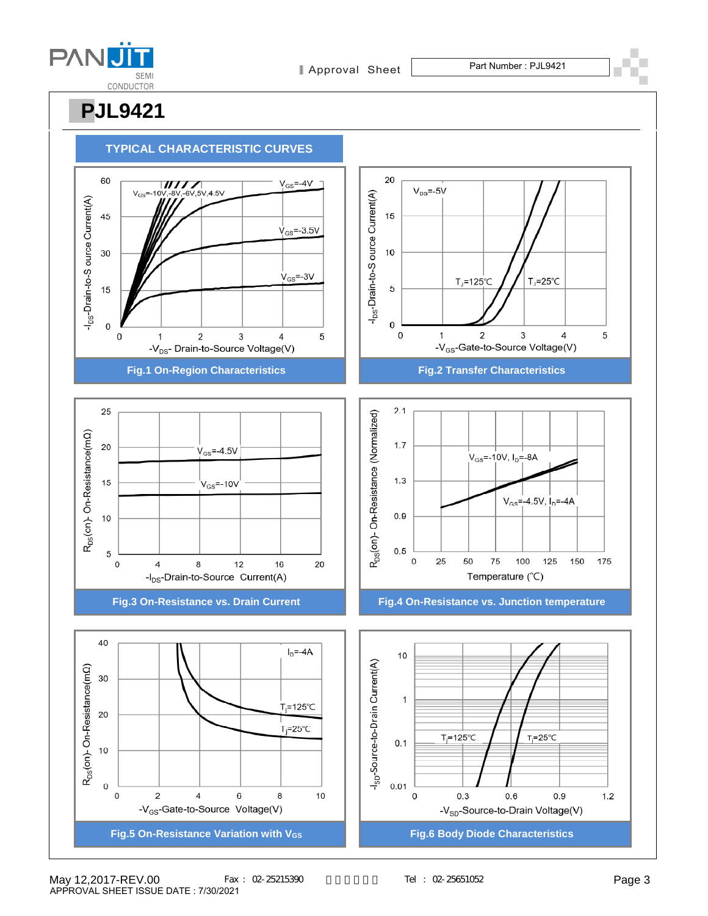# PJL9421

## TYPICAL CHARACTERISTIC CURVES

Fig.1 On-Region Characteristics

Fig.2 Transfer Characteristics

Fig.3 On-Resistance vs. Drain Current

Fig.4 On-Resistance vs. Junction temperature

Fig.5 On-Resistance Variation with $V_{GS}$

Fig.6 Body Diode Characteristics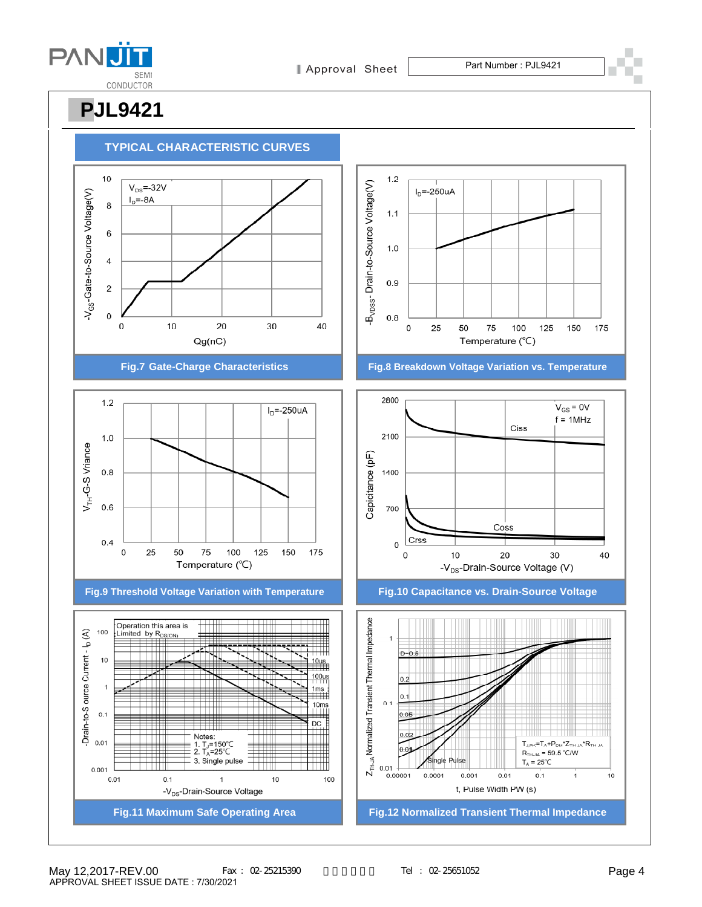# PJL9421

## TYPICAL CHARACTERISTIC CURVES

Fig.7 Gate-Charge Characteristics

Fig.8 Breakdown Voltage Variation vs. Temperature

Fig.9 Threshold Voltage Variation with Temperature

Fig.10 Capacitance vs. Drain-Source Voltage

Fig.11 Maximum Safe Operating Area

Fig.12 Normalized Transient Thermal Impedance

May 12,2017-REV.00

APPROVAL SHEET ISSUE DATE : 7/30/2021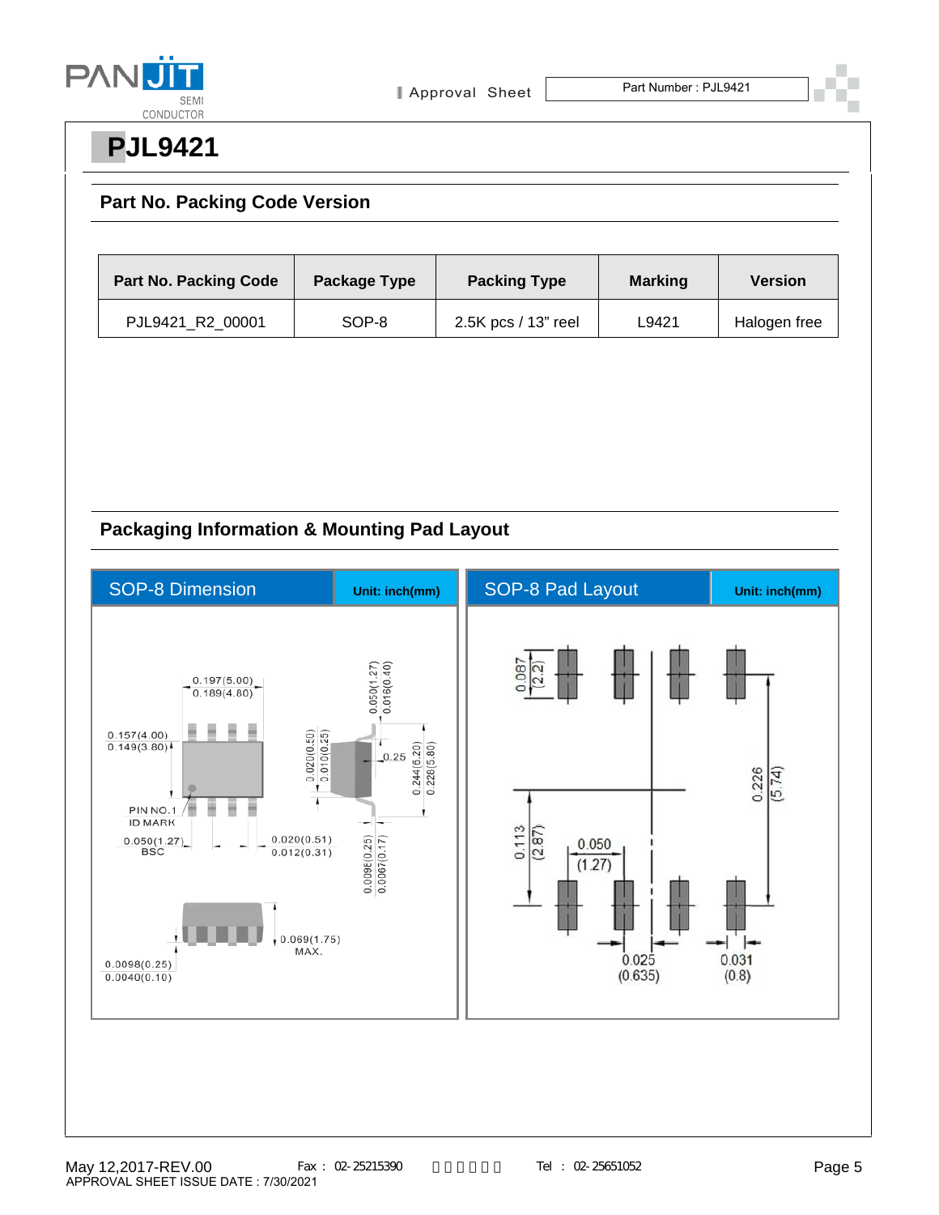# PJL9421

## Part No. Packing Code Version

| Part No. Packing Code | Package Type | Packing Type | Marking | Version |
|---|---|---|---|---|
| PJL9421_R2_00001 | SOP-8 | 2.5K pcs / 13" reel | L9421 | Halogen free |

## Packaging Information & Mounting Pad Layout

| SOP-8 Dimension | Unit: inch(mm) | SOP-8 Pad Layout | Unit: inch(mm) |
|---|---|---|---|

SOP-8 Dimension:

- 0.197(5.00) / 0.189(4.80)
- 0.157(4.00) / 0.149(3.80)
- PIN NO.1 ID MARK
- 0.050(1.27) BSC
- 0.020(0.51) / 0.012(0.31)
- 0.020(0.50) / 0.010(0.25)
- 0.050(1.27) / 0.016(0.40)
- 0.25
- 0.244(6.20) / 0.228(5.80)
- 0.0098(0.25) / 0.0067(0.17)
- 0.069(1.75) MAX.
- 0.0098(0.25) / 0.0040(0.10)

SOP-8 Pad Layout:

- 0.087 (2.2)
- 0.226 (5.74)
- 0.113 (2.87)
- 0.050 (1.27)
- 0.025 (0.635)
- 0.031 (0.8)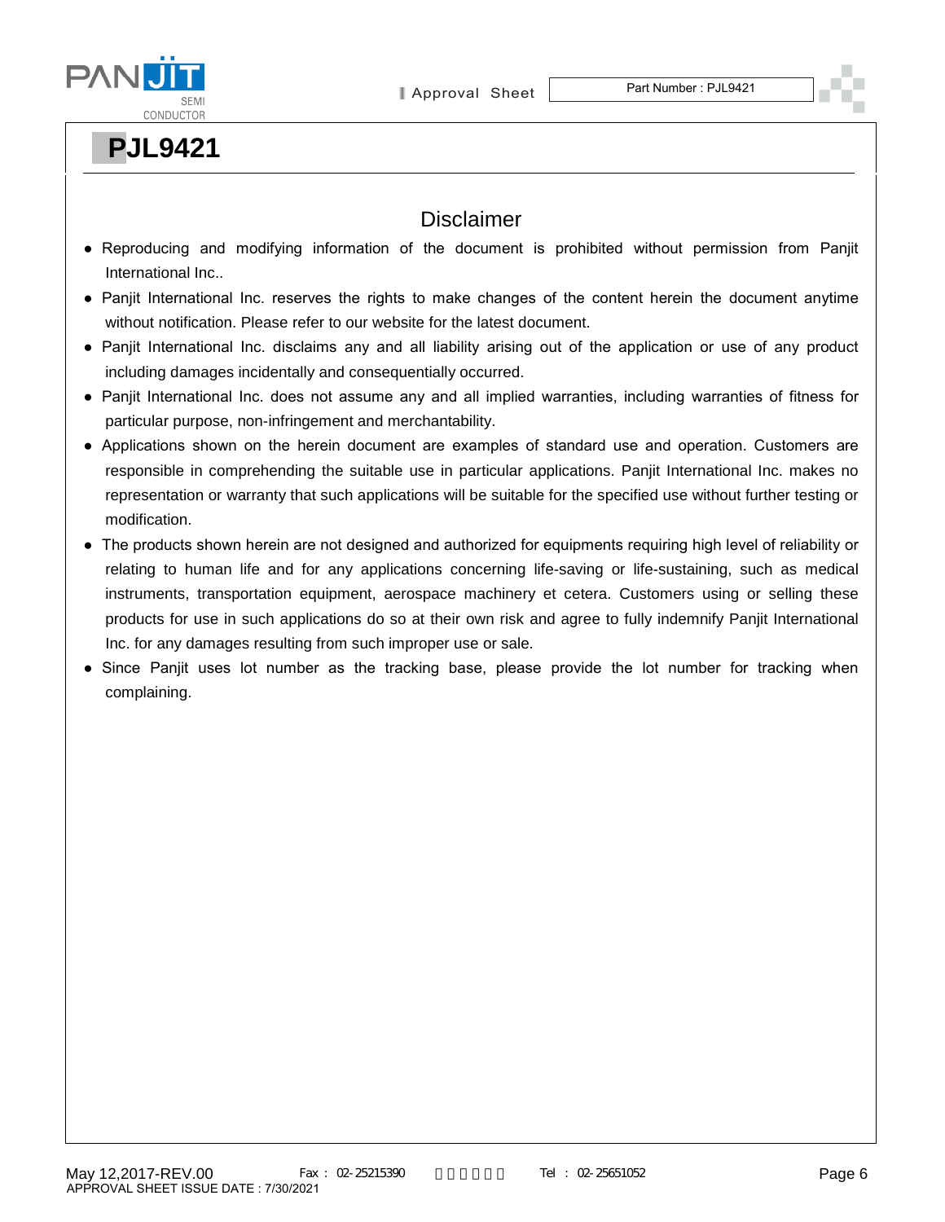# PJL9421

## Disclaimer

- Reproducing and modifying information of the document is prohibited without permission from Panjit International Inc..
- Panjit International Inc. reserves the rights to make changes of the content herein the document anytime without notification. Please refer to our website for the latest document.
- Panjit International Inc. disclaims any and all liability arising out of the application or use of any product including damages incidentally and consequentially occurred.
- Panjit International Inc. does not assume any and all implied warranties, including warranties of fitness for particular purpose, non-infringement and merchantability.
- Applications shown on the herein document are examples of standard use and operation. Customers are responsible in comprehending the suitable use in particular applications. Panjit International Inc. makes no representation or warranty that such applications will be suitable for the specified use without further testing or modification.
- The products shown herein are not designed and authorized for equipments requiring high level of reliability or relating to human life and for any applications concerning life-saving or life-sustaining, such as medical instruments, transportation equipment, aerospace machinery et cetera. Customers using or selling these products for use in such applications do so at their own risk and agree to fully indemnify Panjit International Inc. for any damages resulting from such improper use or sale.
- Since Panjit uses lot number as the tracking base, please provide the lot number for tracking when complaining.